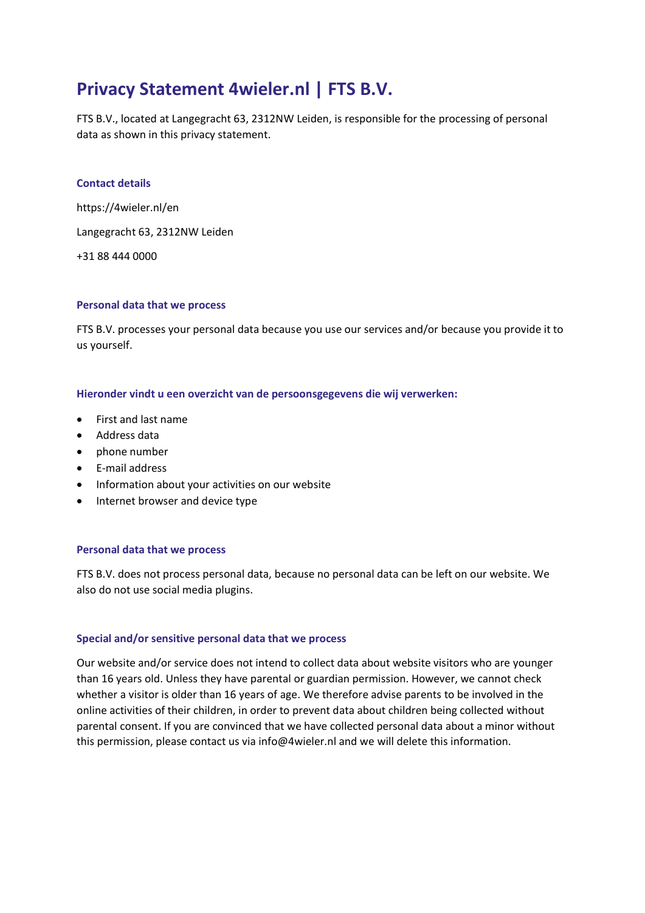# Privacy Statement 4wieler.nl | FTS B.V.

FTS B.V., located at Langegracht 63, 2312NW Leiden, is responsible for the processing of personal data as shown in this privacy statement.

### Contact details

https://4wieler.nl/en

Langegracht 63, 2312NW Leiden

+31 88 444 0000

### Personal data that we process

FTS B.V. processes your personal data because you use our services and/or because you provide it to us yourself.

### Hieronder vindt u een overzicht van de persoonsgegevens die wij verwerken:

- First and last name
- Address data
- phone number
- E-mail address
- Information about your activities on our website
- Internet browser and device type

### Personal data that we process

FTS B.V. does not process personal data, because no personal data can be left on our website. We also do not use social media plugins.

### Special and/or sensitive personal data that we process

Our website and/or service does not intend to collect data about website visitors who are younger than 16 years old. Unless they have parental or guardian permission. However, we cannot check whether a visitor is older than 16 years of age. We therefore advise parents to be involved in the online activities of their children, in order to prevent data about children being collected without parental consent. If you are convinced that we have collected personal data about a minor without this permission, please contact us via info@4wieler.nl and we will delete this information.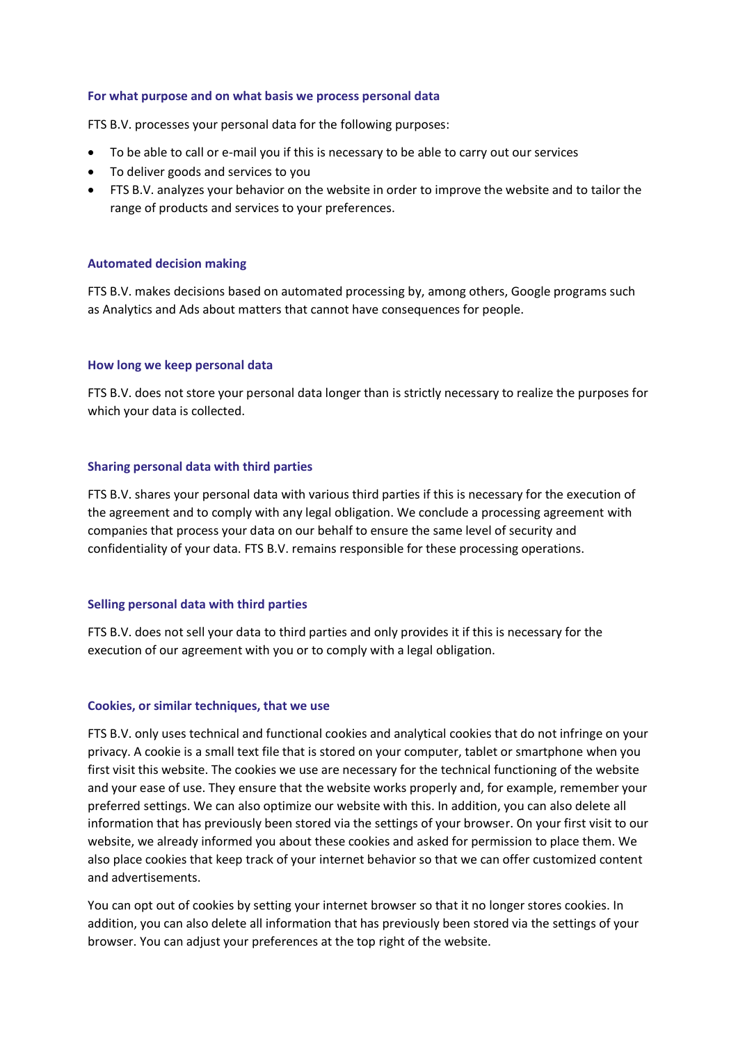### For what purpose and on what basis we process personal data

FTS B.V. processes your personal data for the following purposes:

- To be able to call or e-mail you if this is necessary to be able to carry out our services
- To deliver goods and services to you
- FTS B.V. analyzes your behavior on the website in order to improve the website and to tailor the range of products and services to your preferences.

### Automated decision making

FTS B.V. makes decisions based on automated processing by, among others, Google programs such as Analytics and Ads about matters that cannot have consequences for people.

### How long we keep personal data

FTS B.V. does not store your personal data longer than is strictly necessary to realize the purposes for which your data is collected.

### Sharing personal data with third parties

FTS B.V. shares your personal data with various third parties if this is necessary for the execution of the agreement and to comply with any legal obligation. We conclude a processing agreement with companies that process your data on our behalf to ensure the same level of security and confidentiality of your data. FTS B.V. remains responsible for these processing operations.

### Selling personal data with third parties

FTS B.V. does not sell your data to third parties and only provides it if this is necessary for the execution of our agreement with you or to comply with a legal obligation.

### Cookies, or similar techniques, that we use

FTS B.V. only uses technical and functional cookies and analytical cookies that do not infringe on your privacy. A cookie is a small text file that is stored on your computer, tablet or smartphone when you first visit this website. The cookies we use are necessary for the technical functioning of the website and your ease of use. They ensure that the website works properly and, for example, remember your preferred settings. We can also optimize our website with this. In addition, you can also delete all information that has previously been stored via the settings of your browser. On your first visit to our website, we already informed you about these cookies and asked for permission to place them. We also place cookies that keep track of your internet behavior so that we can offer customized content and advertisements.

You can opt out of cookies by setting your internet browser so that it no longer stores cookies. In addition, you can also delete all information that has previously been stored via the settings of your browser. You can adjust your preferences at the top right of the website.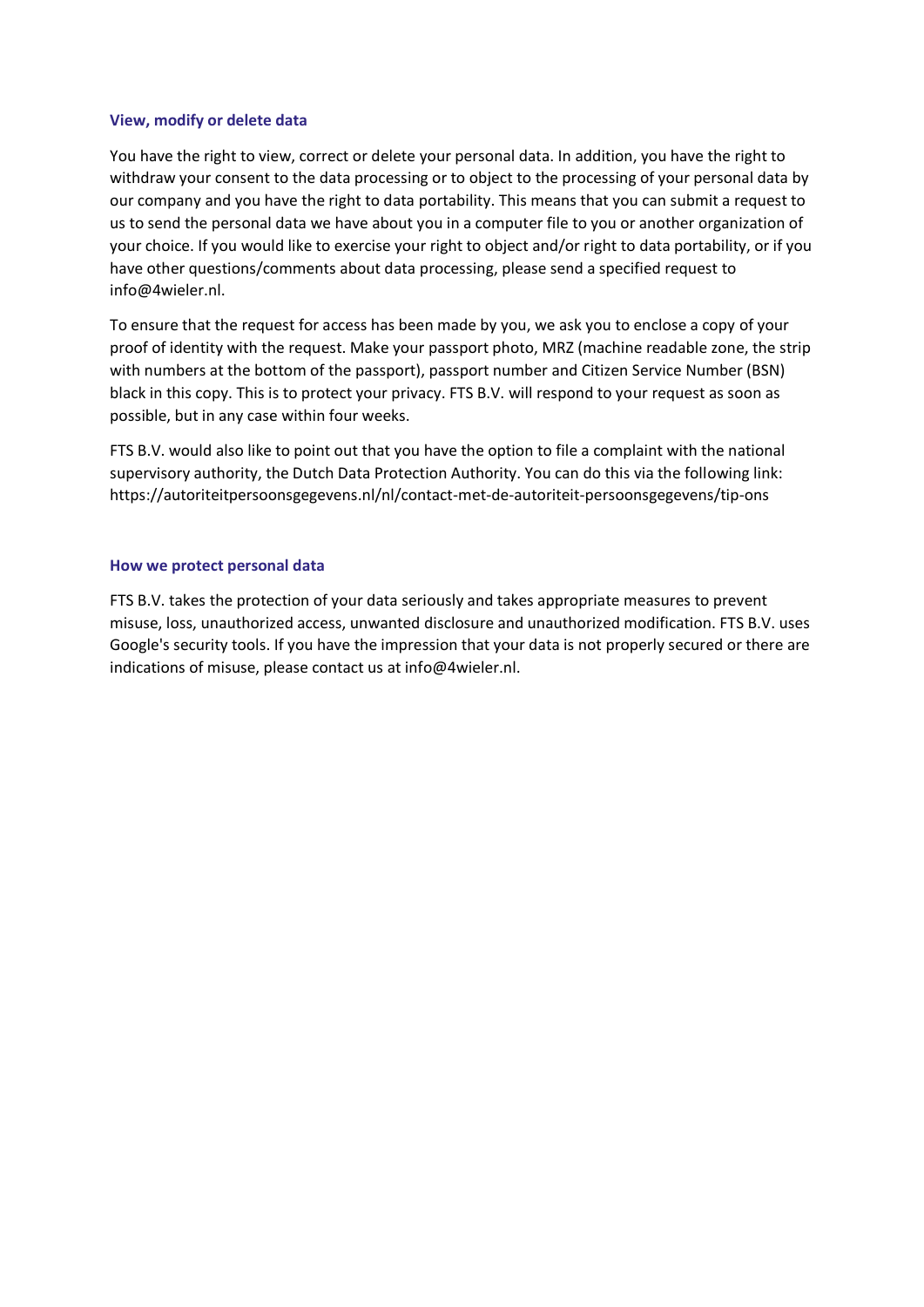### View, modify or delete data

You have the right to view, correct or delete your personal data. In addition, you have the right to withdraw your consent to the data processing or to object to the processing of your personal data by our company and you have the right to data portability. This means that you can submit a request to us to send the personal data we have about you in a computer file to you or another organization of your choice. If you would like to exercise your right to object and/or right to data portability, or if you have other questions/comments about data processing, please send a specified request to info@4wieler.nl.

To ensure that the request for access has been made by you, we ask you to enclose a copy of your proof of identity with the request. Make your passport photo, MRZ (machine readable zone, the strip with numbers at the bottom of the passport), passport number and Citizen Service Number (BSN) black in this copy. This is to protect your privacy. FTS B.V. will respond to your request as soon as possible, but in any case within four weeks.

FTS B.V. would also like to point out that you have the option to file a complaint with the national supervisory authority, the Dutch Data Protection Authority. You can do this via the following link: https://autoriteitpersoonsgegevens.nl/nl/contact-met-de-autoriteit-persoonsgegevens/tip-ons

### How we protect personal data

FTS B.V. takes the protection of your data seriously and takes appropriate measures to prevent misuse, loss, unauthorized access, unwanted disclosure and unauthorized modification. FTS B.V. uses Google's security tools. If you have the impression that your data is not properly secured or there are indications of misuse, please contact us at info@4wieler.nl.